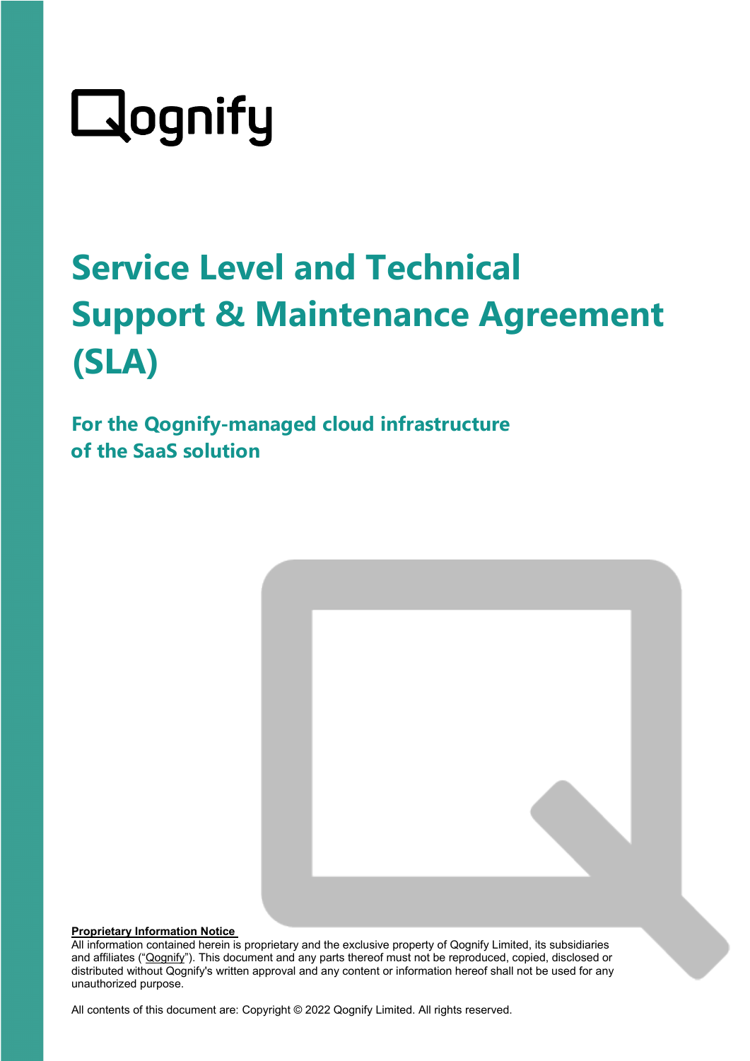Qognify

# Service Level and Technical Support & Maintenance Agreement (SLA)

## For the Qognify-managed cloud infrastructure of the SaaS solution

**Proprietary Information Notice**

All information contained herein is proprietary and the exclusive property of Qognify Limited, its subsidiaries and affiliates ("Qognify"). This document and any parts thereof must not be reproduced, copied, disclosed or distributed without Qognify's written approval and any content or information hereof shall not be used for any unauthorized purpose.

All contents of this document are: Copyright © 2022 Qognify Limited. All rights reserved.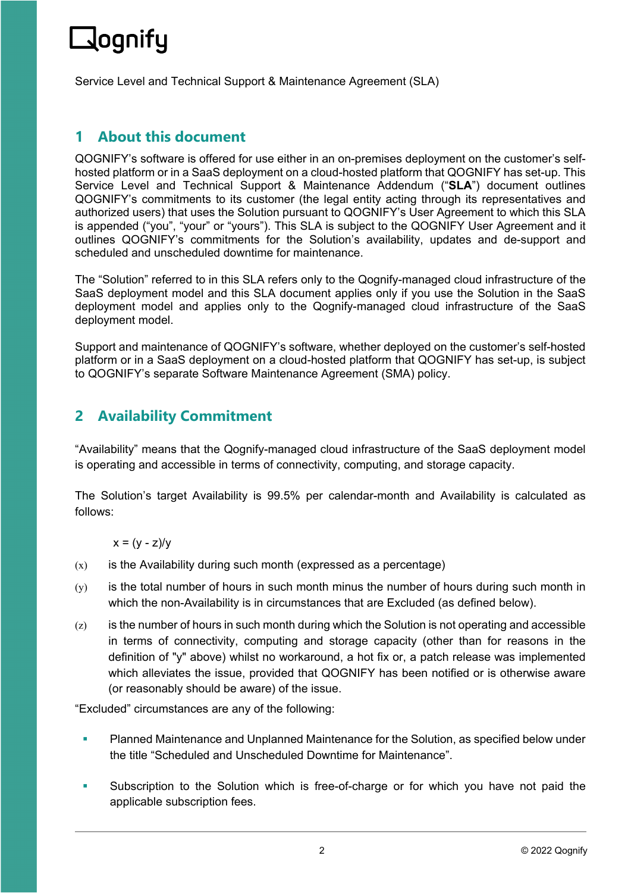Service Level and Technical Support & Maintenance Agreement (SLA)

## 1 About this document

QOGNIFY's software is offered for use either in an on-premises deployment on the customer's self-hosted platform or in a SaaS deployment on a cloud-hosted platform that QOGNIFY has set-up. This Service Level and Technical Support & Maintenance Addendum ("**SLA**") document outlines QOGNIFY's commitments to its customer (the legal entity acting through its representatives and authorized users) that uses the Solution pursuant to QOGNIFY's User Agreement to which this SLA is appended ("you", "your" or "yours"). This SLA is subject to the QOGNIFY User Agreement and it outlines QOGNIFY's commitments for the Solution's availability, updates and de-support and scheduled and unscheduled downtime for maintenance.

The "Solution" referred to in this SLA refers only to the Qognify-managed cloud infrastructure of the SaaS deployment model and this SLA document applies only if you use the Solution in the SaaS deployment model and applies only to the Qognify-managed cloud infrastructure of the SaaS deployment model.

Support and maintenance of QOGNIFY's software, whether deployed on the customer's self-hosted platform or in a SaaS deployment on a cloud-hosted platform that QOGNIFY has set-up, is subject to QOGNIFY's separate Software Maintenance Agreement (SMA) policy.

## 2 Availability Commitment

"Availability" means that the Qognify-managed cloud infrastructure of the SaaS deployment model is operating and accessible in terms of connectivity, computing, and storage capacity.

The Solution's target Availability is 99.5% per calendar-month and Availability is calculated as follows:

$$x = (y - z)/y$$

(x) is the Availability during such month (expressed as a percentage)

(y) is the total number of hours in such month minus the number of hours during such month in which the non-Availability is in circumstances that are Excluded (as defined below).

(z) is the number of hours in such month during which the Solution is not operating and accessible in terms of connectivity, computing and storage capacity (other than for reasons in the definition of "y" above) whilst no workaround, a hot fix or, a patch release was implemented which alleviates the issue, provided that QOGNIFY has been notified or is otherwise aware (or reasonably should be aware) of the issue.

"Excluded" circumstances are any of the following:

- Planned Maintenance and Unplanned Maintenance for the Solution, as specified below under the title "Scheduled and Unscheduled Downtime for Maintenance".
- Subscription to the Solution which is free-of-charge or for which you have not paid the applicable subscription fees.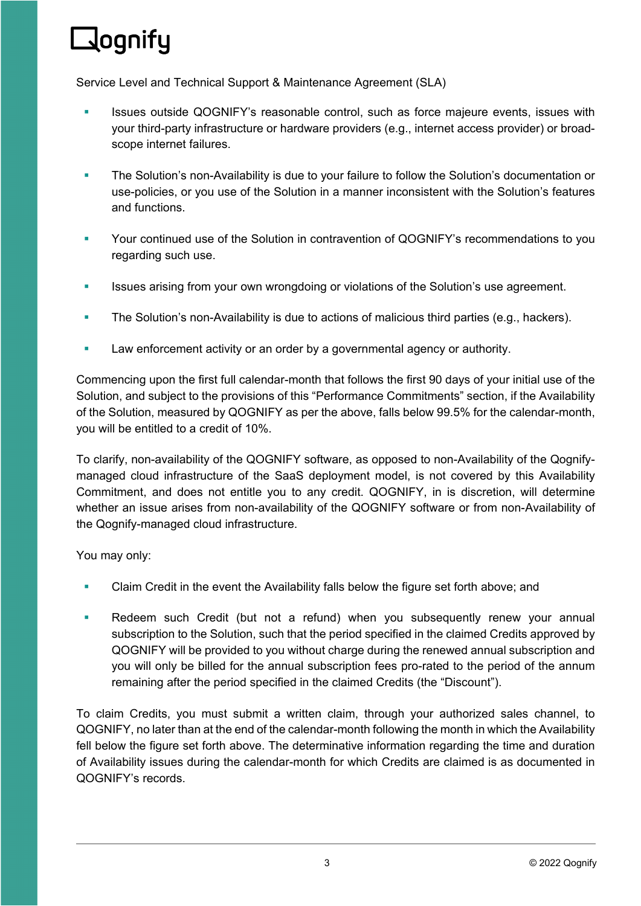- Issues outside QOGNIFY's reasonable control, such as force majeure events, issues with your third-party infrastructure or hardware providers (e.g., internet access provider) or broad-scope internet failures.

- The Solution's non-Availability is due to your failure to follow the Solution's documentation or use-policies, or you use of the Solution in a manner inconsistent with the Solution's features and functions.

- Your continued use of the Solution in contravention of QOGNIFY's recommendations to you regarding such use.

- Issues arising from your own wrongdoing or violations of the Solution's use agreement.

- The Solution's non-Availability is due to actions of malicious third parties (e.g., hackers).

- Law enforcement activity or an order by a governmental agency or authority.

Commencing upon the first full calendar-month that follows the first 90 days of your initial use of the Solution, and subject to the provisions of this "Performance Commitments" section, if the Availability of the Solution, measured by QOGNIFY as per the above, falls below 99.5% for the calendar-month, you will be entitled to a credit of 10%.

To clarify, non-availability of the QOGNIFY software, as opposed to non-Availability of the Qognify-managed cloud infrastructure of the SaaS deployment model, is not covered by this Availability Commitment, and does not entitle you to any credit. QOGNIFY, in is discretion, will determine whether an issue arises from non-availability of the QOGNIFY software or from non-Availability of the Qognify-managed cloud infrastructure.

You may only:

- Claim Credit in the event the Availability falls below the figure set forth above; and

- Redeem such Credit (but not a refund) when you subsequently renew your annual subscription to the Solution, such that the period specified in the claimed Credits approved by QOGNIFY will be provided to you without charge during the renewed annual subscription and you will only be billed for the annual subscription fees pro-rated to the period of the annum remaining after the period specified in the claimed Credits (the "Discount").

To claim Credits, you must submit a written claim, through your authorized sales channel, to QOGNIFY, no later than at the end of the calendar-month following the month in which the Availability fell below the figure set forth above. The determinative information regarding the time and duration of Availability issues during the calendar-month for which Credits are claimed is as documented in QOGNIFY's records.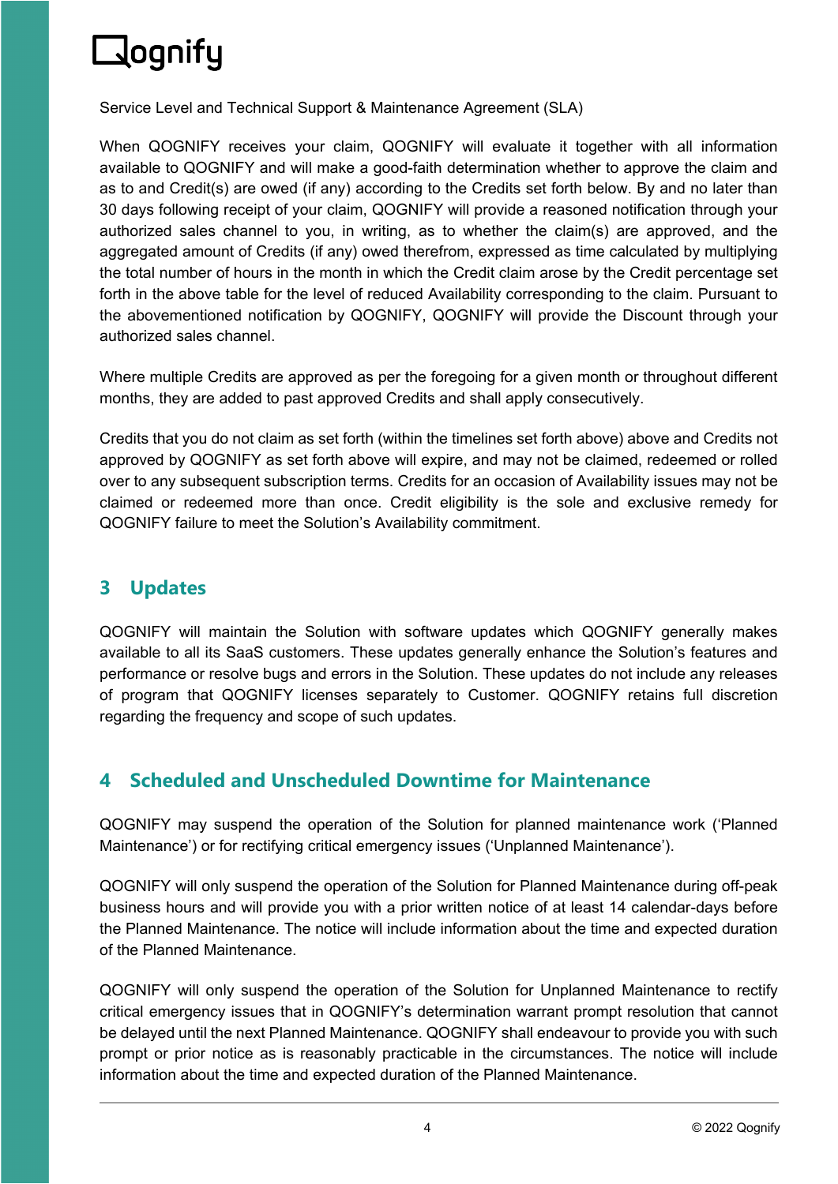Service Level and Technical Support & Maintenance Agreement (SLA)

When QOGNIFY receives your claim, QOGNIFY will evaluate it together with all information available to QOGNIFY and will make a good-faith determination whether to approve the claim and as to and Credit(s) are owed (if any) according to the Credits set forth below. By and no later than 30 days following receipt of your claim, QOGNIFY will provide a reasoned notification through your authorized sales channel to you, in writing, as to whether the claim(s) are approved, and the aggregated amount of Credits (if any) owed therefrom, expressed as time calculated by multiplying the total number of hours in the month in which the Credit claim arose by the Credit percentage set forth in the above table for the level of reduced Availability corresponding to the claim. Pursuant to the abovementioned notification by QOGNIFY, QOGNIFY will provide the Discount through your authorized sales channel.

Where multiple Credits are approved as per the foregoing for a given month or throughout different months, they are added to past approved Credits and shall apply consecutively.

Credits that you do not claim as set forth (within the timelines set forth above) above and Credits not approved by QOGNIFY as set forth above will expire, and may not be claimed, redeemed or rolled over to any subsequent subscription terms. Credits for an occasion of Availability issues may not be claimed or redeemed more than once. Credit eligibility is the sole and exclusive remedy for QOGNIFY failure to meet the Solution's Availability commitment.

## 3 Updates

QOGNIFY will maintain the Solution with software updates which QOGNIFY generally makes available to all its SaaS customers. These updates generally enhance the Solution's features and performance or resolve bugs and errors in the Solution. These updates do not include any releases of program that QOGNIFY licenses separately to Customer. QOGNIFY retains full discretion regarding the frequency and scope of such updates.

## 4 Scheduled and Unscheduled Downtime for Maintenance

QOGNIFY may suspend the operation of the Solution for planned maintenance work ('Planned Maintenance') or for rectifying critical emergency issues ('Unplanned Maintenance').

QOGNIFY will only suspend the operation of the Solution for Planned Maintenance during off-peak business hours and will provide you with a prior written notice of at least 14 calendar-days before the Planned Maintenance. The notice will include information about the time and expected duration of the Planned Maintenance.

QOGNIFY will only suspend the operation of the Solution for Unplanned Maintenance to rectify critical emergency issues that in QOGNIFY's determination warrant prompt resolution that cannot be delayed until the next Planned Maintenance. QOGNIFY shall endeavour to provide you with such prompt or prior notice as is reasonably practicable in the circumstances. The notice will include information about the time and expected duration of the Planned Maintenance.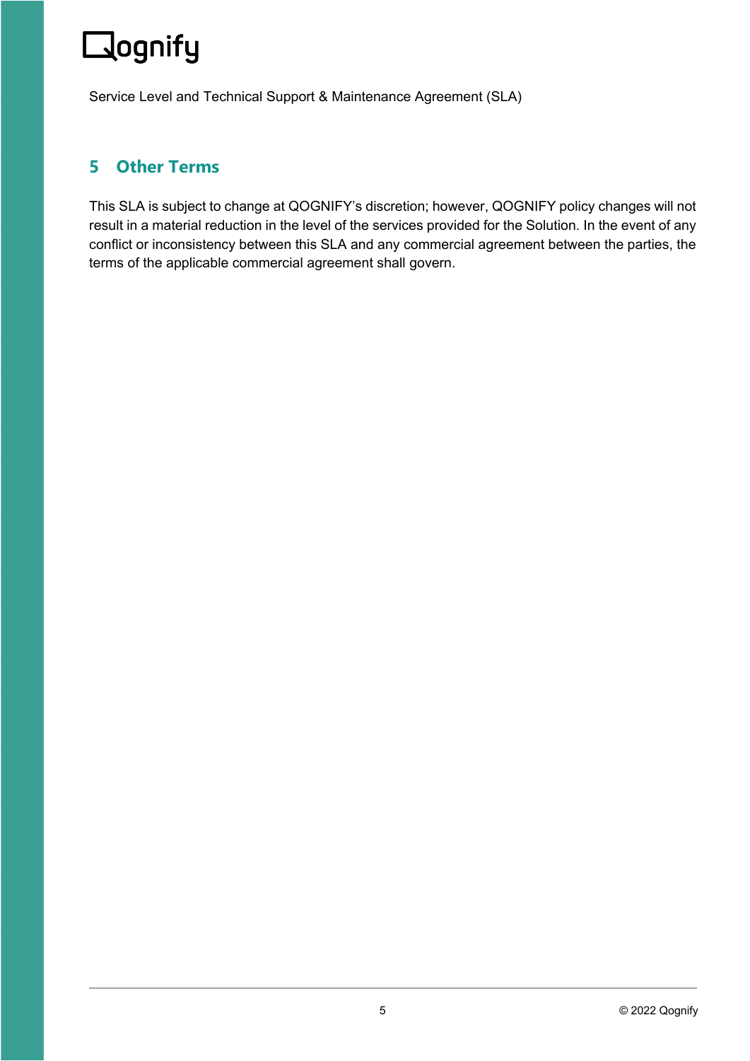## 5 Other Terms

This SLA is subject to change at QOGNIFY's discretion; however, QOGNIFY policy changes will not result in a material reduction in the level of the services provided for the Solution. In the event of any conflict or inconsistency between this SLA and any commercial agreement between the parties, the terms of the applicable commercial agreement shall govern.